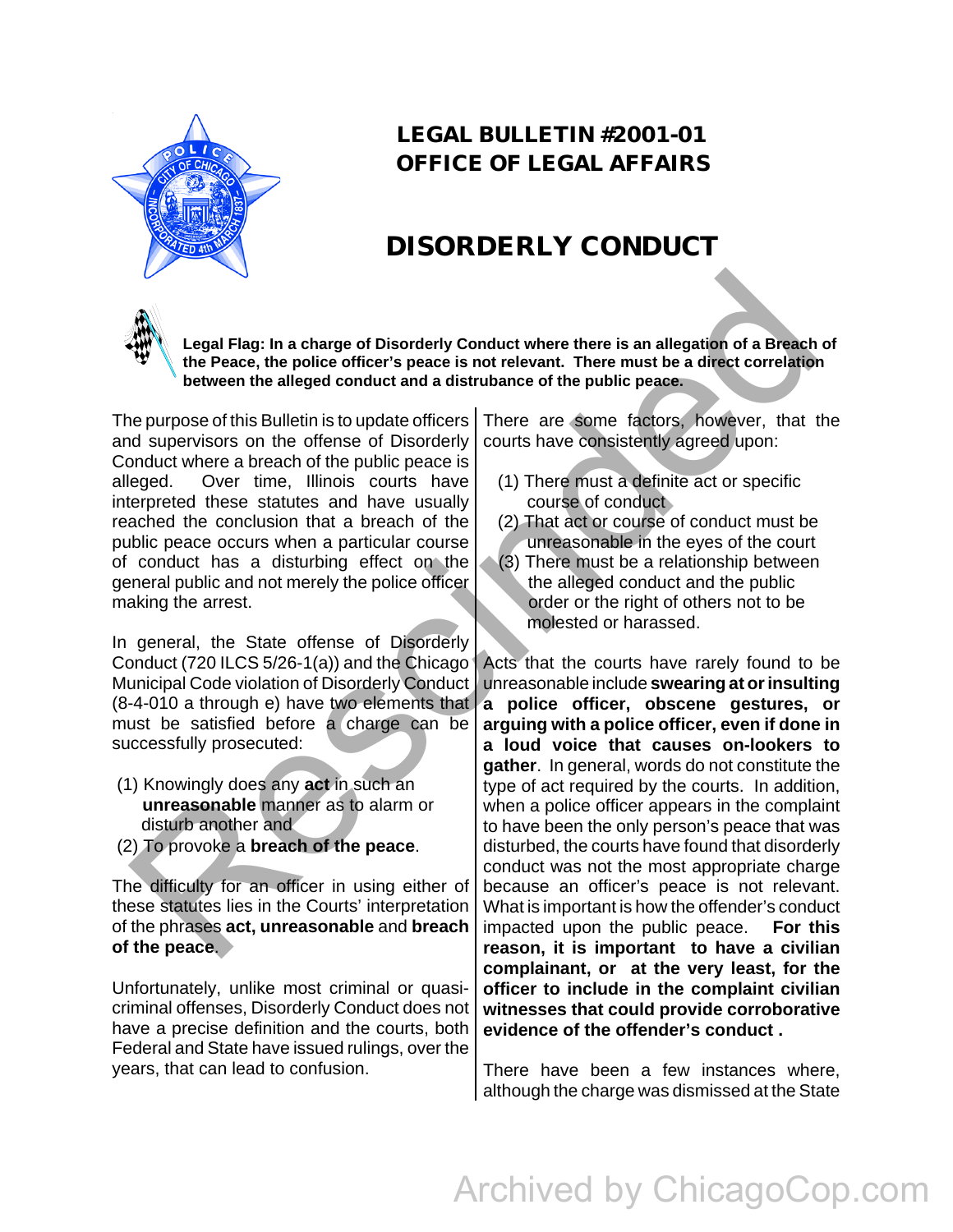# LEGAL BULLETIN #2001-01
# OFFICE OF LEGAL AFFAIRS

## DISORDERLY CONDUCT

**Legal Flag: In a charge of Disorderly Conduct where there is an allegation of a Breach of the Peace, the police officer's peace is not relevant. There must be a direct correlation between the alleged conduct and a distrubance of the public peace.**

The purpose of this Bulletin is to update officers and supervisors on the offense of Disorderly Conduct where a breach of the public peace is alleged. Over time, Illinois courts have interpreted these statutes and have usually reached the conclusion that a breach of the public peace occurs when a particular course of conduct has a disturbing effect on the general public and not merely the police officer making the arrest.

In general, the State offense of Disorderly Conduct (720 ILCS 5/26-1(a)) and the Chicago Municipal Code violation of Disorderly Conduct (8-4-010 a through e) have two elements that must be satisfied before a charge can be successfully prosecuted:

(1) Knowingly does any **act** in such an **unreasonable** manner as to alarm or disturb another and
(2) To provoke a **breach of the peace**.

The difficulty for an officer in using either of these statutes lies in the Courts' interpretation of the phrases **act, unreasonable** and **breach of the peace**.

Unfortunately, unlike most criminal or quasi-criminal offenses, Disorderly Conduct does not have a precise definition and the courts, both Federal and State have issued rulings, over the years, that can lead to confusion.

There are some factors, however, that the courts have consistently agreed upon:

(1) There must a definite act or specific course of conduct
(2) That act or course of conduct must be unreasonable in the eyes of the court
(3) There must be a relationship between the alleged conduct and the public order or the right of others not to be molested or harassed.

Acts that the courts have rarely found to be unreasonable include **swearing at or insulting a police officer, obscene gestures, or arguing with a police officer, even if done in a loud voice that causes on-lookers to gather**. In general, words do not constitute the type of act required by the courts. In addition, when a police officer appears in the complaint to have been the only person's peace that was disturbed, the courts have found that disorderly conduct was not the most appropriate charge because an officer's peace is not relevant. What is important is how the offender's conduct impacted upon the public peace. **For this reason, it is important to have a civilian complainant, or at the very least, for the officer to include in the complaint civilian witnesses that could provide corroborative evidence of the offender's conduct .**

There have been a few instances where, although the charge was dismissed at the State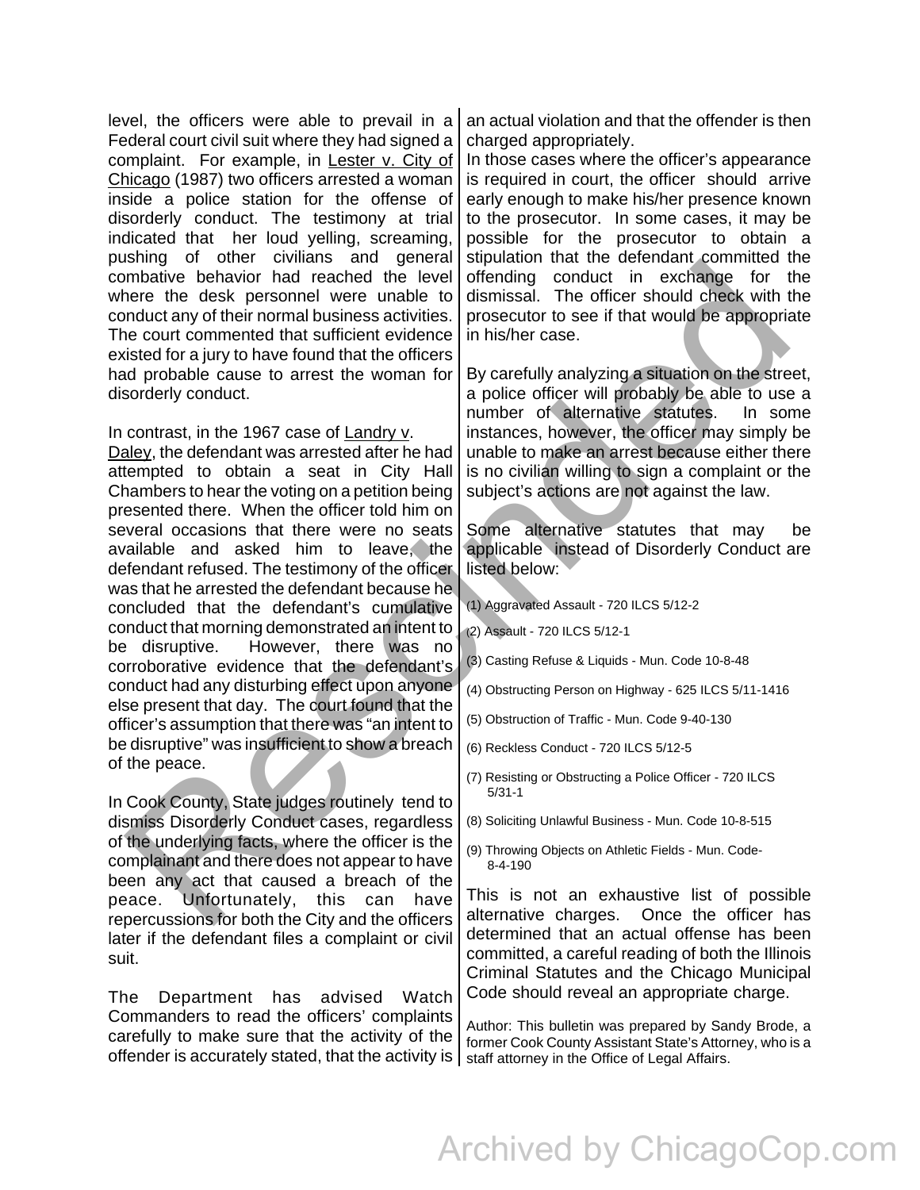level, the officers were able to prevail in a Federal court civil suit where they had signed a complaint. For example, in Lester v. City of Chicago (1987) two officers arrested a woman inside a police station for the offense of disorderly conduct. The testimony at trial indicated that her loud yelling, screaming, pushing of other civilians and general combative behavior had reached the level where the desk personnel were unable to conduct any of their normal business activities. The court commented that sufficient evidence existed for a jury to have found that the officers had probable cause to arrest the woman for disorderly conduct.

In contrast, in the 1967 case of Landry v. Daley, the defendant was arrested after he had attempted to obtain a seat in City Hall Chambers to hear the voting on a petition being presented there. When the officer told him on several occasions that there were no seats available and asked him to leave, the defendant refused. The testimony of the officer was that he arrested the defendant because he concluded that the defendant's cumulative conduct that morning demonstrated an intent to be disruptive. However, there was no corroborative evidence that the defendant's conduct had any disturbing effect upon anyone else present that day. The court found that the officer's assumption that there was "an intent to be disruptive" was insufficient to show a breach of the peace.

In Cook County, State judges routinely tend to dismiss Disorderly Conduct cases, regardless of the underlying facts, where the officer is the complainant and there does not appear to have been any act that caused a breach of the peace. Unfortunately, this can have repercussions for both the City and the officers later if the defendant files a complaint or civil suit.

The Department has advised Watch Commanders to read the officers' complaints carefully to make sure that the activity of the offender is accurately stated, that the activity is an actual violation and that the offender is then charged appropriately.

In those cases where the officer's appearance is required in court, the officer should arrive early enough to make his/her presence known to the prosecutor. In some cases, it may be possible for the prosecutor to obtain a stipulation that the defendant committed the offending conduct in exchange for the dismissal. The officer should check with the prosecutor to see if that would be appropriate in his/her case.

By carefully analyzing a situation on the street, a police officer will probably be able to use a number of alternative statutes. In some instances, however, the officer may simply be unable to make an arrest because either there is no civilian willing to sign a complaint or the subject's actions are not against the law.

Some alternative statutes that may be applicable instead of Disorderly Conduct are listed below:

(1) Aggravated Assault - 720 ILCS 5/12-2

(2) Assault - 720 ILCS 5/12-1

(3) Casting Refuse & Liquids - Mun. Code 10-8-48

(4) Obstructing Person on Highway - 625 ILCS 5/11-1416

(5) Obstruction of Traffic - Mun. Code 9-40-130

(6) Reckless Conduct - 720 ILCS 5/12-5

(7) Resisting or Obstructing a Police Officer - 720 ILCS 5/31-1

(8) Soliciting Unlawful Business - Mun. Code 10-8-515

(9) Throwing Objects on Athletic Fields - Mun. Code-8-4-190

This is not an exhaustive list of possible alternative charges. Once the officer has determined that an actual offense has been committed, a careful reading of both the Illinois Criminal Statutes and the Chicago Municipal Code should reveal an appropriate charge.

Author: This bulletin was prepared by Sandy Brode, a former Cook County Assistant State's Attorney, who is a staff attorney in the Office of Legal Affairs.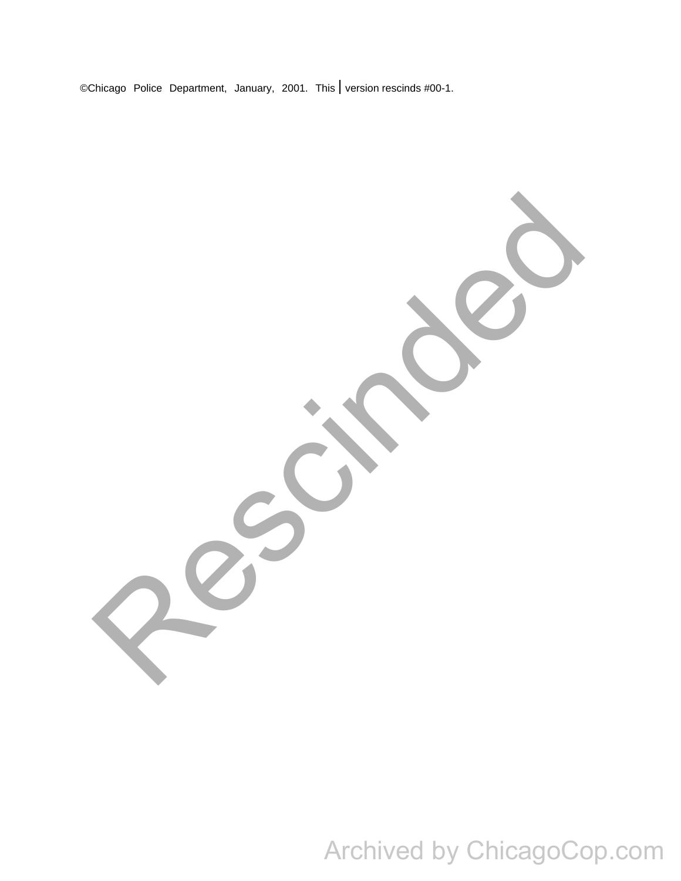©Chicago Police Department, January, 2001. This version rescinds #00-1.